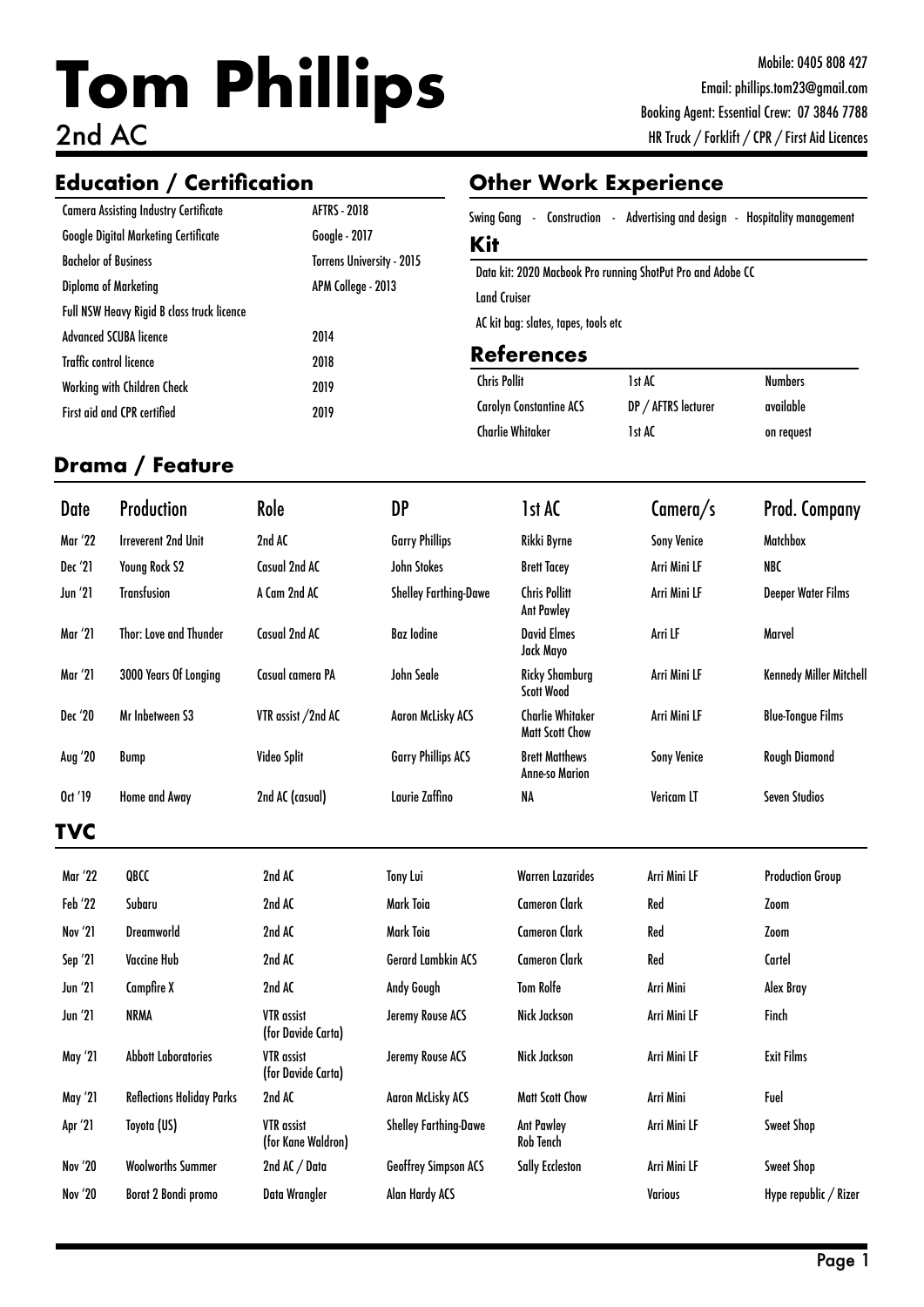# Tom Phillips

2nd AC

Mobile: 0405 808 427
Email: phillips.tom23@gmail.com
Booking Agent: Essential Crew: 07 3846 7788
HR Truck / Forklift / CPR / First Aid Licences

## Education / Certification

| | |
|---|---|
| Camera Assisting Industry Certificate | AFTRS - 2018 |
| Google Digital Marketing Certificate | Google - 2017 |
| Bachelor of Business | Torrens University - 2015 |
| Diploma of Marketing | APM College - 2013 |
| Full NSW Heavy Rigid B class truck licence | |
| Advanced SCUBA licence | 2014 |
| Traffic control licence | 2018 |
| Working with Children Check | 2019 |
| First aid and CPR certified | 2019 |

## Other Work Experience

Swing Gang - Construction - Advertising and design - Hospitality management

## Kit

Data kit: 2020 Macbook Pro running ShotPut Pro and Adobe CC

Land Cruiser

AC kit bag: slates, tapes, tools etc

## References

| | | |
|---|---|---|
| Chris Pollit | 1st AC | Numbers |
| Carolyn Constantine ACS | DP / AFTRS lecturer | available |
| Charlie Whitaker | 1st AC | on request |

## Drama / Feature

| Date | Production | Role | DP | 1st AC | Camera/s | Prod. Company |
|---|---|---|---|---|---|---|
| Mar '22 | Irreverent 2nd Unit | 2nd AC | Garry Phillips | Rikki Byrne | Sony Venice | Matchbox |
| Dec '21 | Young Rock S2 | Casual 2nd AC | John Stokes | Brett Tacey | Arri Mini LF | NBC |
| Jun '21 | Transfusion | A Cam 2nd AC | Shelley Farthing-Dawe | Chris Pollitt<br>Ant Pawley | Arri Mini LF | Deeper Water Films |
| Mar '21 | Thor: Love and Thunder | Casual 2nd AC | Baz Iodine | David Elmes<br>Jack Mayo | Arri LF | Marvel |
| Mar '21 | 3000 Years Of Longing | Casual camera PA | John Seale | Ricky Shamburg<br>Scott Wood | Arri Mini LF | Kennedy Miller Mitchell |
| Dec '20 | Mr Inbetween S3 | VTR assist /2nd AC | Aaron McLisky ACS | Charlie Whitaker<br>Matt Scott Chow | Arri Mini LF | Blue-Tongue Films |
| Aug '20 | Bump | Video Split | Garry Phillips ACS | Brett Matthews<br>Anne-so Marion | Sony Venice | Rough Diamond |
| Oct '19 | Home and Away | 2nd AC (casual) | Laurie Zaffino | NA | Vericam LT | Seven Studios |

## TVC

| Date | Production | Role | DP | 1st AC | Camera/s | Prod. Company |
|---|---|---|---|---|---|---|
| Mar '22 | QBCC | 2nd AC | Tony Lui | Warren Lazarides | Arri Mini LF | Production Group |
| Feb '22 | Subaru | 2nd AC | Mark Toia | Cameron Clark | Red | Zoom |
| Nov '21 | Dreamworld | 2nd AC | Mark Toia | Cameron Clark | Red | Zoom |
| Sep '21 | Vaccine Hub | 2nd AC | Gerard Lambkin ACS | Cameron Clark | Red | Cartel |
| Jun '21 | Campfire X | 2nd AC | Andy Gough | Tom Rolfe | Arri Mini | Alex Bray |
| Jun '21 | NRMA | VTR assist (for Davide Carta) | Jeremy Rouse ACS | Nick Jackson | Arri Mini LF | Finch |
| May '21 | Abbott Laboratories | VTR assist (for Davide Carta) | Jeremy Rouse ACS | Nick Jackson | Arri Mini LF | Exit Films |
| May '21 | Reflections Holiday Parks | 2nd AC | Aaron McLisky ACS | Matt Scott Chow | Arri Mini | Fuel |
| Apr '21 | Toyota (US) | VTR assist (for Kane Waldron) | Shelley Farthing-Dawe | Ant Pawley<br>Rob Tench | Arri Mini LF | Sweet Shop |
| Nov '20 | Woolworths Summer | 2nd AC / Data | Geoffrey Simpson ACS | Sally Eccleston | Arri Mini LF | Sweet Shop |
| Nov '20 | Borat 2 Bondi promo | Data Wrangler | Alan Hardy ACS | | Various | Hype republic / Rizer |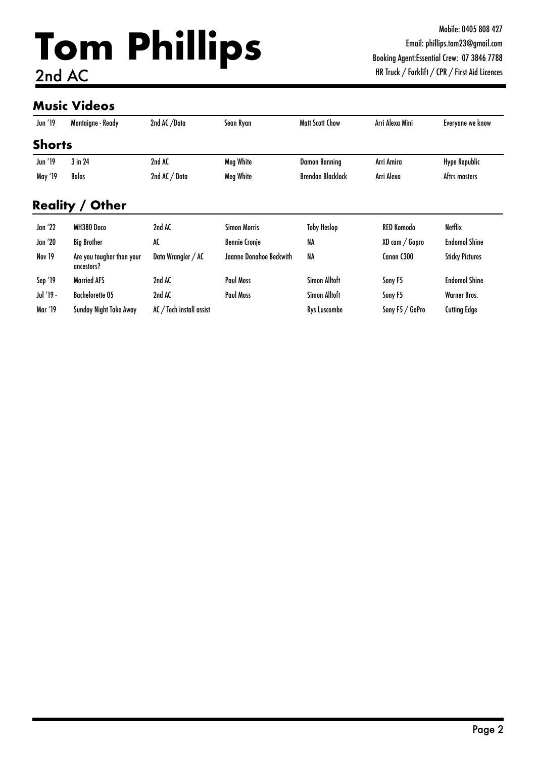# Tom Phillips

2nd AC

Mobile: 0405 808 427
Email: phillips.tom23@gmail.com
Booking Agent:Essential Crew: 07 3846 7788
HR Truck / Forklift / CPR / First Aid Licences

## Music Videos

| | | | | | | |
|---|---|---|---|---|---|---|
| Jun '19 | Montaigne - Ready | 2nd AC /Data | Sean Ryan | Matt Scott Chow | Arri Alexa Mini | Everyone we know |

## Shorts

| | | | | | | |
|---|---|---|---|---|---|---|
| Jun '19 | 3 in 24 | 2nd AC | Meg White | Damon Banning | Arri Amira | Hype Republic |
| May '19 | Balas | 2nd AC / Data | Meg White | Brendan Blacklock | Arri Alexa | Aftrs masters |

## Reality / Other

| | | | | | | |
|---|---|---|---|---|---|---|
| Jan '22 | MH380 Doco | 2nd AC | Simon Morris | Toby Heslop | RED Komodo | Netflix |
| Jan '20 | Big Brother | AC | Bennie Cronje | NA | XD cam / Gopro | Endomol Shine |
| Nov 19 | Are you tougher than your ancestors? | Data Wrangler / AC | Joanne Donahoe Beckwith | NA | Canon C300 | Sticky Pictures |
| Sep '19 | Married AFS | 2nd AC | Paul Moss | Simon Alltoft | Sony F5 | Endomol Shine |
| Jul '19 - | Bachelorette 05 | 2nd AC | Paul Moss | Simon Alltoft | Sony F5 | Warner Bros. |
| Mar '19 | Sunday Night Take Away | AC / Tech install assist | | Rys Luscombe | Sony F5 / GoPro | Cutting Edge |